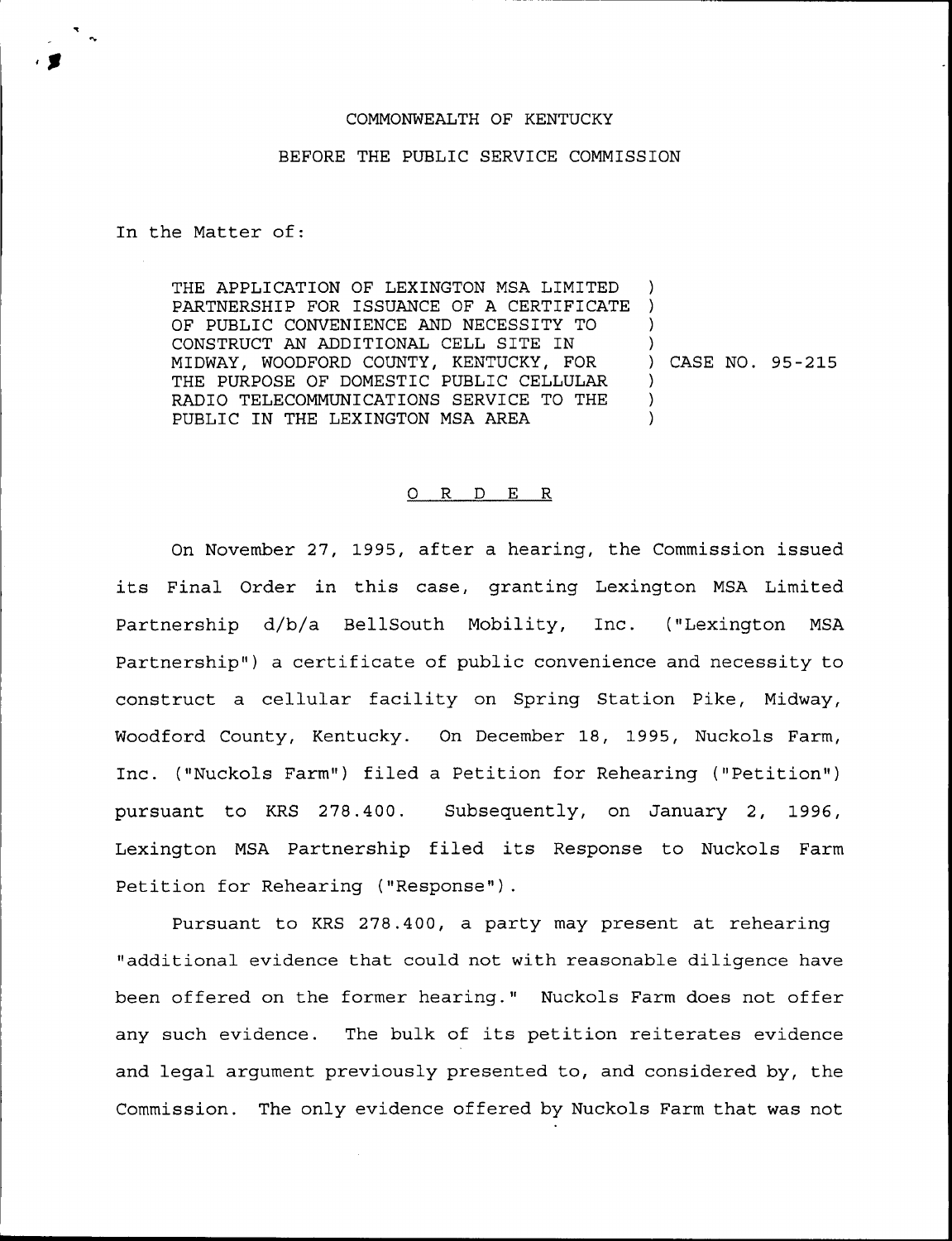COMMONWEALTH OF KENTUCKY

BEFORE THE PUBLIC SERVICE COMMISSION

In the Matter of:

| | | |
|---|---|---|
| THE APPLICATION OF LEXINGTON MSA LIMITED PARTNERSHIP FOR ISSUANCE OF A CERTIFICATE OF PUBLIC CONVENIENCE AND NECESSITY TO CONSTRUCT AN ADDITIONAL CELL SITE IN MIDWAY, WOODFORD COUNTY, KENTUCKY, FOR THE PURPOSE OF DOMESTIC PUBLIC CELLULAR RADIO TELECOMMUNICATIONS SERVICE TO THE PUBLIC IN THE LEXINGTON MSA AREA | ) | CASE NO. 95-215 |

## O R D E R

On November 27, 1995, after a hearing, the Commission issued its Final Order in this case, granting Lexington MSA Limited Partnership d/b/a BellSouth Mobility, Inc. ("Lexington MSA Partnership") a certificate of public convenience and necessity to construct a cellular facility on Spring Station Pike, Midway, Woodford County, Kentucky. On December 18, 1995, Nuckols Farm, Inc. ("Nuckols Farm") filed a Petition for Rehearing ("Petition") pursuant to KRS 278.400. Subsequently, on January 2, 1996, Lexington MSA Partnership filed its Response to Nuckols Farm Petition for Rehearing ("Response").

Pursuant to KRS 278.400, a party may present at rehearing "additional evidence that could not with reasonable diligence have been offered on the former hearing." Nuckols Farm does not offer any such evidence. The bulk of its petition reiterates evidence and legal argument previously presented to, and considered by, the Commission. The only evidence offered by Nuckols Farm that was not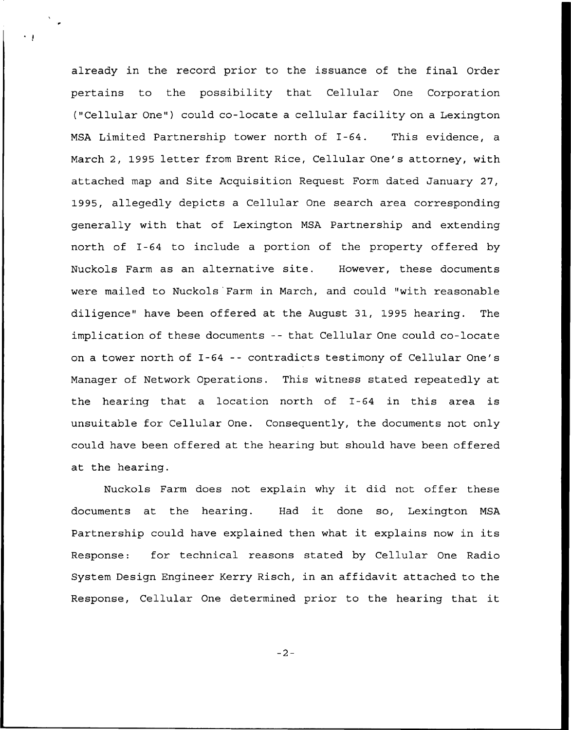already in the record prior to the issuance of the final Order pertains to the possibility that Cellular One Corporation ("Cellular One") could co-locate a cellular facility on a Lexington MSA Limited Partnership tower north of I-64. This evidence, a March 2, 1995 letter from Brent Rice, Cellular One's attorney, with attached map and Site Acquisition Request Form dated January 27, 1995, allegedly depicts a Cellular One search area corresponding generally with that of Lexington MSA Partnership and extending north of I-64 to include a portion of the property offered by Nuckols Farm as an alternative site. However, these documents were mailed to Nuckols Farm in March, and could "with reasonable diligence" have been offered at the August 31, 1995 hearing. The implication of these documents -- that Cellular One could co-locate on a tower north of I-64 -- contradicts testimony of Cellular One's Manager of Network Operations. This witness stated repeatedly at the hearing that a location north of I-64 in this area is unsuitable for Cellular One. Consequently, the documents not only could have been offered at the hearing but should have been offered at the hearing.

Nuckols Farm does not explain why it did not offer these documents at the hearing. Had it done so, Lexington MSA Partnership could have explained then what it explains now in its Response: for technical reasons stated by Cellular One Radio System Design Engineer Kerry Risch, in an affidavit attached to the Response, Cellular One determined prior to the hearing that it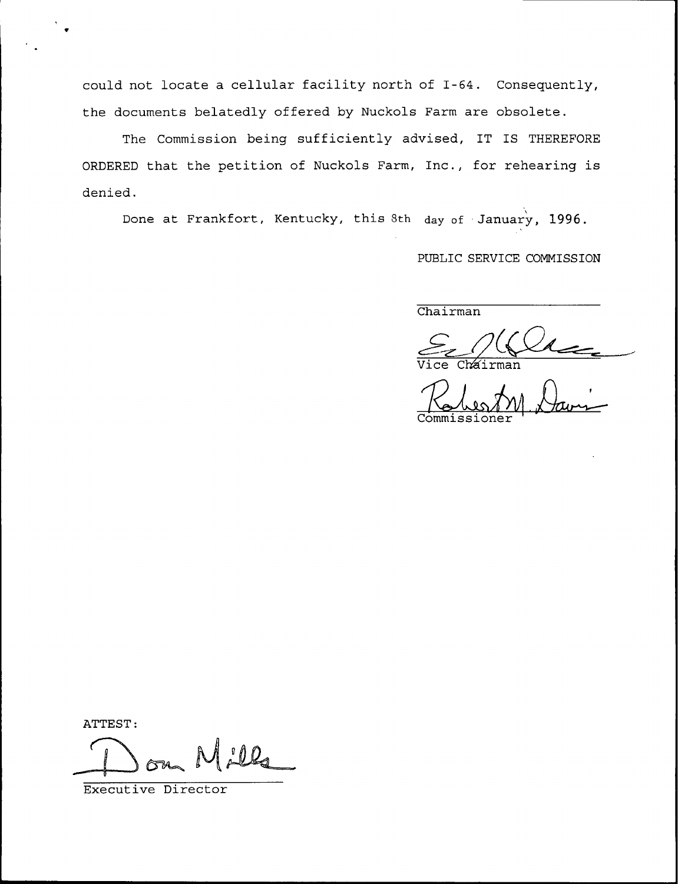could not locate a cellular facility north of I-64. Consequently, the documents belatedly offered by Nuckols Farm are obsolete.

The Commission being sufficiently advised, IT IS THEREFORE ORDERED that the petition of Nuckols Farm, Inc., for rehearing is denied.

Done at Frankfort, Kentucky, this 8th day of January, 1996.

PUBLIC SERVICE COMMISSION

Chairman

Vice Chairman

Commissioner

ATTEST:

Executive Director